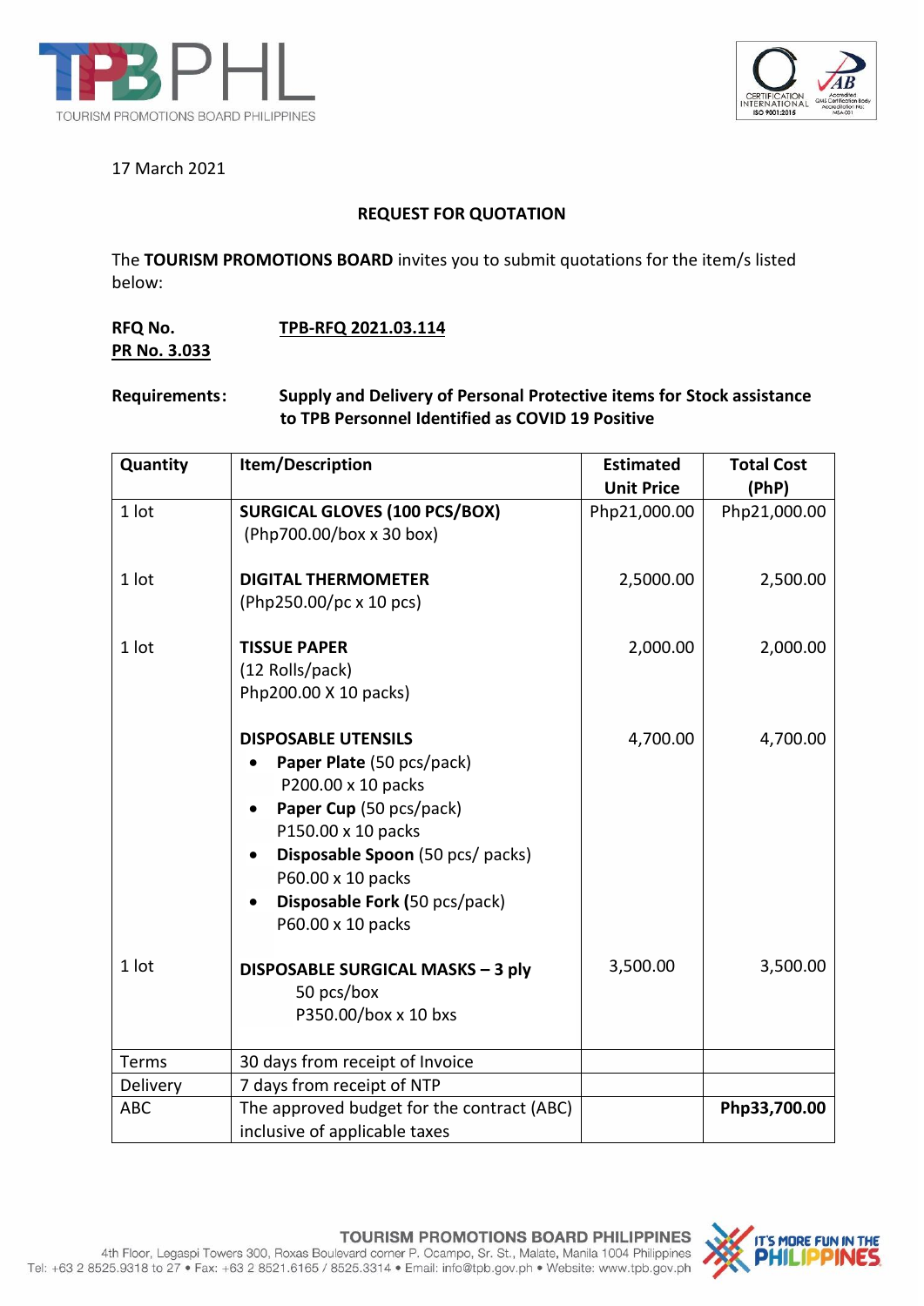17 March 2021

**REQUEST FOR QUOTATION**

The **TOURISM PROMOTIONS BOARD** invites you to submit quotations for the item/s listed below:

**RFQ No.** **TPB-RFQ 2021.03.114**
**PR No. 3.033**

**Requirements:** **Supply and Delivery of Personal Protective items for Stock assistance to TPB Personnel Identified as COVID 19 Positive**

| Quantity | Item/Description | Estimated Unit Price | Total Cost (PhP) |
|---|---|---|---|
| 1 lot | **SURGICAL GLOVES (100 PCS/BOX)**<br>(Php700.00/box x 30 box) | Php21,000.00 | Php21,000.00 |
| 1 lot | **DIGITAL THERMOMETER**<br>(Php250.00/pc x 10 pcs) | 2,5000.00 | 2,500.00 |
| 1 lot | **TISSUE PAPER**<br>(12 Rolls/pack)<br>Php200.00 X 10 packs) | 2,000.00 | 2,000.00 |
| | **DISPOSABLE UTENSILS**<br>• **Paper Plate** (50 pcs/pack) P200.00 x 10 packs<br>• **Paper Cup** (50 pcs/pack) P150.00 x 10 packs<br>• **Disposable Spoon** (50 pcs/ packs) P60.00 x 10 packs<br>• **Disposable Fork (**50 pcs/pack) P60.00 x 10 packs | 4,700.00 | 4,700.00 |
| 1 lot | **DISPOSABLE SURGICAL MASKS – 3 ply**<br>50 pcs/box<br>P350.00/box x 10 bxs | 3,500.00 | 3,500.00 |
| Terms | 30 days from receipt of Invoice | | |
| Delivery | 7 days from receipt of NTP | | |
| ABC | The approved budget for the contract (ABC) inclusive of applicable taxes | | **Php33,700.00** |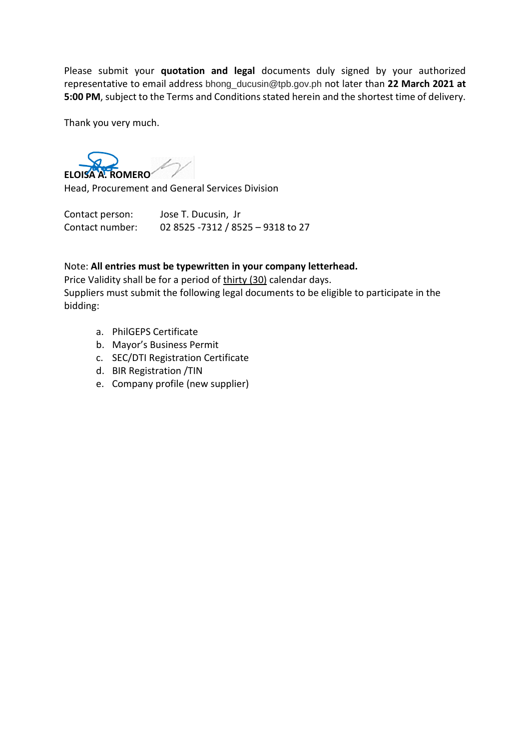Please submit your **quotation and legal** documents duly signed by your authorized representative to email address bhong_ducusin@tpb.gov.ph not later than **22 March 2021 at 5:00 PM**, subject to the Terms and Conditions stated herein and the shortest time of delivery.

Thank you very much.

**ELOISA A. ROMERO**
Head, Procurement and General Services Division

Contact person: Jose T. Ducusin, Jr
Contact number: 02 8525 -7312 / 8525 – 9318 to 27

Note: **All entries must be typewritten in your company letterhead.**
Price Validity shall be for a period of thirty (30) calendar days.
Suppliers must submit the following legal documents to be eligible to participate in the bidding:

a. PhilGEPS Certificate
b. Mayor's Business Permit
c. SEC/DTI Registration Certificate
d. BIR Registration /TIN
e. Company profile (new supplier)